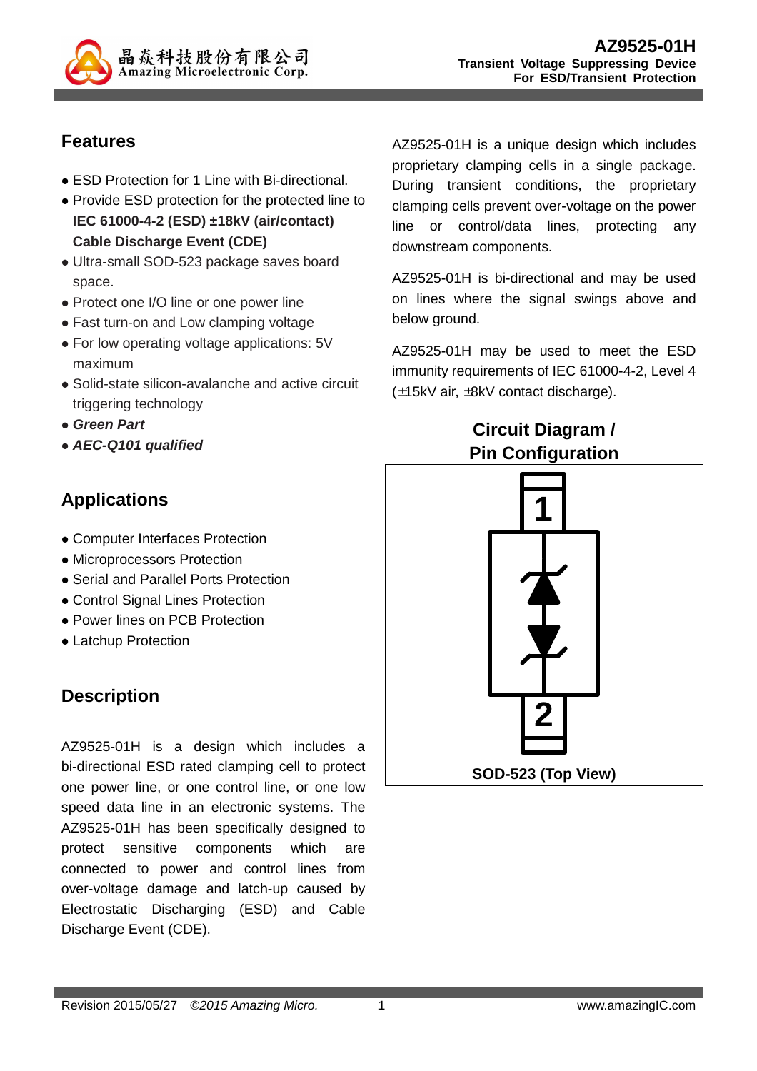晶焱科技股份有限公司
Amazing Microelectronic Corp.

# AZ9525-01H
**Transient Voltage Suppressing Device**
**For ESD/Transient Protection**

## Features

- ESD Protection for 1 Line with Bi-directional.
- Provide ESD protection for the protected line to **IEC 61000-4-2 (ESD) ±18kV (air/contact) Cable Discharge Event (CDE)**
- Ultra-small SOD-523 package saves board space.
- Protect one I/O line or one power line
- Fast turn-on and Low clamping voltage
- For low operating voltage applications: 5V maximum
- Solid-state silicon-avalanche and active circuit triggering technology
- ***Green Part***
- ***AEC-Q101 qualified***

## Applications

- Computer Interfaces Protection
- Microprocessors Protection
- Serial and Parallel Ports Protection
- Control Signal Lines Protection
- Power lines on PCB Protection
- Latchup Protection

## Description

AZ9525-01H is a design which includes a bi-directional ESD rated clamping cell to protect one power line, or one control line, or one low speed data line in an electronic systems. The AZ9525-01H has been specifically designed to protect sensitive components which are connected to power and control lines from over-voltage damage and latch-up caused by Electrostatic Discharging (ESD) and Cable Discharge Event (CDE).

AZ9525-01H is a unique design which includes proprietary clamping cells in a single package. During transient conditions, the proprietary clamping cells prevent over-voltage on the power line or control/data lines, protecting any downstream components.

AZ9525-01H is bi-directional and may be used on lines where the signal swings above and below ground.

AZ9525-01H may be used to meet the ESD immunity requirements of IEC 61000-4-2, Level 4 (±15kV air, ±8kV contact discharge).

## Circuit Diagram / Pin Configuration

1

2

SOD-523 (Top View)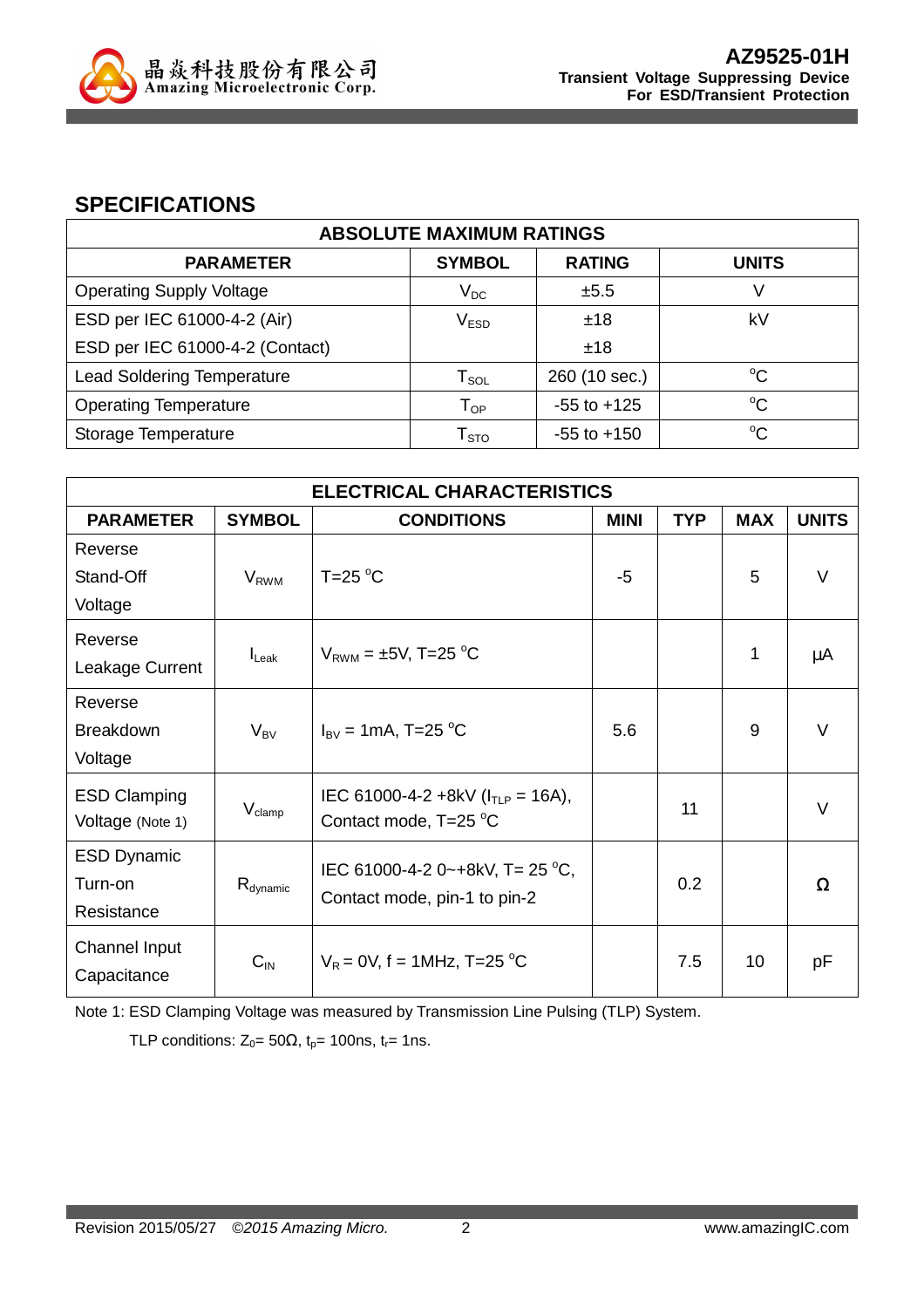## SPECIFICATIONS

| ABSOLUTE MAXIMUM RATINGS | | | |
|---|---|---|---|
| **PARAMETER** | **SYMBOL** | **RATING** | **UNITS** |
| Operating Supply Voltage | $V_{DC}$ | ±5.5 | V |
| ESD per IEC 61000-4-2 (Air) | $V_{ESD}$ | ±18 | kV |
| ESD per IEC 61000-4-2 (Contact) | | ±18 | |
| Lead Soldering Temperature | $T_{SOL}$ | 260 (10 sec.) | °C |
| Operating Temperature | $T_{OP}$ | -55 to +125 | °C |
| Storage Temperature | $T_{STO}$ | -55 to +150 | °C |

| ELECTRICAL CHARACTERISTICS | | | | | | |
|---|---|---|---|---|---|---|
| **PARAMETER** | **SYMBOL** | **CONDITIONS** | **MINI** | **TYP** | **MAX** | **UNITS** |
| Reverse Stand-Off Voltage | $V_{RWM}$ | T=25 °C | -5 | | 5 | V |
| Reverse Leakage Current | $I_{Leak}$ | $V_{RWM}$ = ±5V, T=25 °C | | | 1 | μA |
| Reverse Breakdown Voltage | $V_{BV}$ | $I_{BV}$ = 1mA, T=25 °C | 5.6 | | 9 | V |
| ESD Clamping Voltage (Note 1) | $V_{clamp}$ | IEC 61000-4-2 +8kV ($I_{TLP}$ = 16A), Contact mode, T=25 °C | | 11 | | V |
| ESD Dynamic Turn-on Resistance | $R_{dynamic}$ | IEC 61000-4-2 0~+8kV, T= 25 °C, Contact mode, pin-1 to pin-2 | | 0.2 | | Ω |
| Channel Input Capacitance | $C_{IN}$ | $V_R$ = 0V, f = 1MHz, T=25 °C | | 7.5 | 10 | pF |

Note 1: ESD Clamping Voltage was measured by Transmission Line Pulsing (TLP) System.

TLP conditions: $Z_0$= 50Ω, $t_p$= 100ns, $t_r$= 1ns.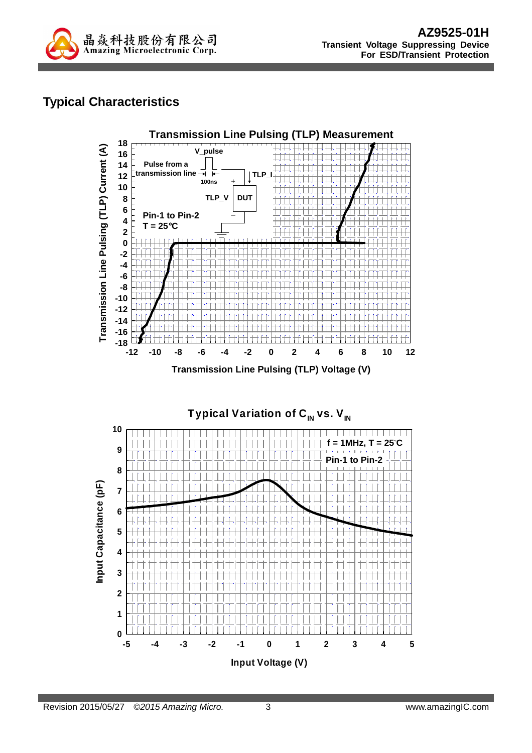## Typical Characteristics

**Transmission Line Pulsing (TLP) Measurement**

Pulse from a transmission line

V_pulse

100ns

TLP_I

TLP_V

DUT

Pin-1 to Pin-2

T = 25°C

Transmission Line Pulsing (TLP) Current (A)

Transmission Line Pulsing (TLP) Voltage (V)

**Typical Variation of $C_{IN}$ vs. $V_{IN}$**

f = 1MHz, T = 25°C

Pin-1 to Pin-2

Input Capacitance (pF)

Input Voltage (V)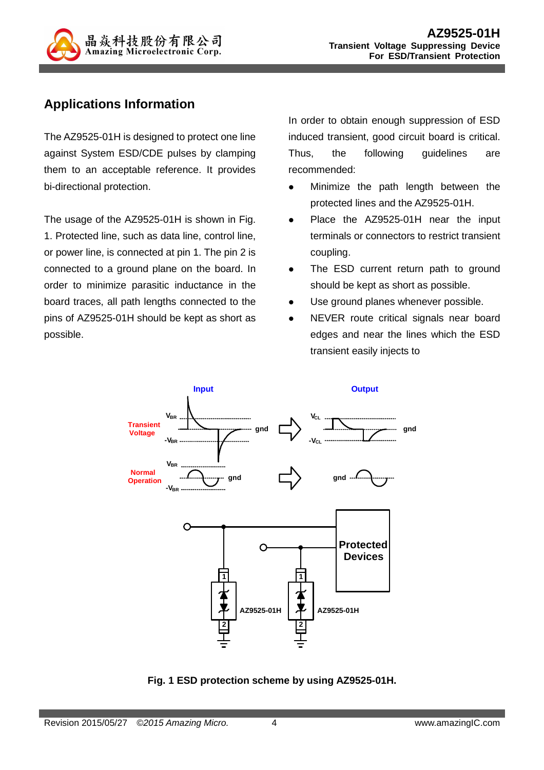## Applications Information

The AZ9525-01H is designed to protect one line against System ESD/CDE pulses by clamping them to an acceptable reference. It provides bi-directional protection.

The usage of the AZ9525-01H is shown in Fig. 1. Protected line, such as data line, control line, or power line, is connected at pin 1. The pin 2 is connected to a ground plane on the board. In order to minimize parasitic inductance in the board traces, all path lengths connected to the pins of AZ9525-01H should be kept as short as possible.

In order to obtain enough suppression of ESD induced transient, good circuit board is critical. Thus, the following guidelines are recommended:

- Minimize the path length between the protected lines and the AZ9525-01H.
- Place the AZ9525-01H near the input terminals or connectors to restrict transient coupling.
- The ESD current return path to ground should be kept as short as possible.
- Use ground planes whenever possible.
- NEVER route critical signals near board edges and near the lines which the ESD transient easily injects to

**Fig. 1 ESD protection scheme by using AZ9525-01H.**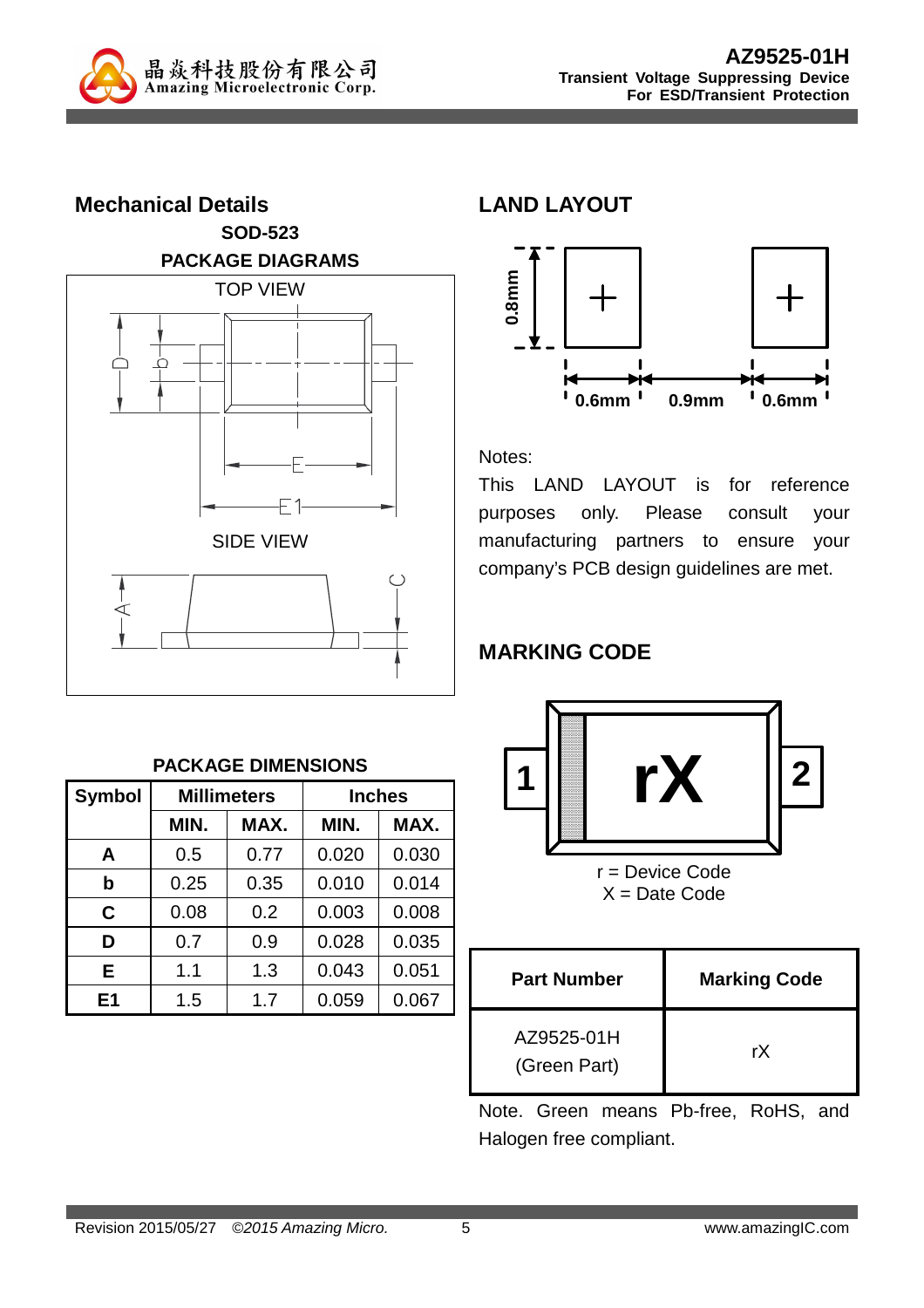## Mechanical Details

### SOD-523

### PACKAGE DIAGRAMS

TOP VIEW

SIDE VIEW

### PACKAGE DIMENSIONS

| Symbol | Millimeters | | Inches | |
|---|---|---|---|---|
| | MIN. | MAX. | MIN. | MAX. |
| A | 0.5 | 0.77 | 0.020 | 0.030 |
| b | 0.25 | 0.35 | 0.010 | 0.014 |
| C | 0.08 | 0.2 | 0.003 | 0.008 |
| D | 0.7 | 0.9 | 0.028 | 0.035 |
| E | 1.1 | 1.3 | 0.043 | 0.051 |
| E1 | 1.5 | 1.7 | 0.059 | 0.067 |

## LAND LAYOUT

0.8mm

0.6mm 0.9mm 0.6mm

Notes:

This LAND LAYOUT is for reference purposes only. Please consult your manufacturing partners to ensure your company's PCB design guidelines are met.

## MARKING CODE

1 rX 2

r = Device Code
X = Date Code

| Part Number | Marking Code |
|---|---|
| AZ9525-01H (Green Part) | rX |

Note. Green means Pb-free, RoHS, and Halogen free compliant.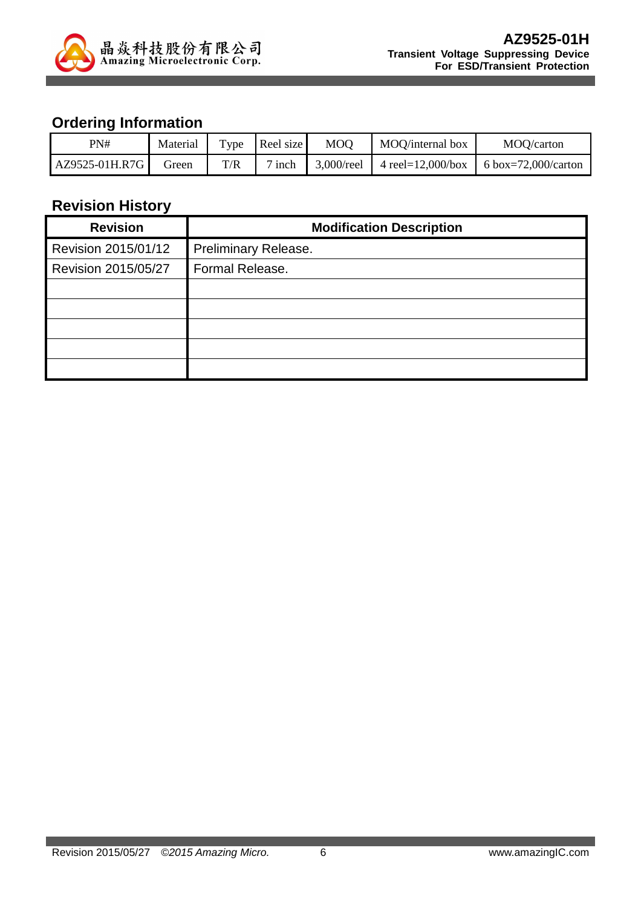## Ordering Information

| PN# | Material | Type | Reel size | MOQ | MOQ/internal box | MOQ/carton |
|---|---|---|---|---|---|---|
| AZ9525-01H.R7G | Green | T/R | 7 inch | 3,000/reel | 4 reel=12,000/box | 6 box=72,000/carton |

## Revision History

| Revision | Modification Description |
|---|---|
| Revision 2015/01/12 | Preliminary Release. |
| Revision 2015/05/27 | Formal Release. |
| | |
| | |
| | |
| | |
| | |